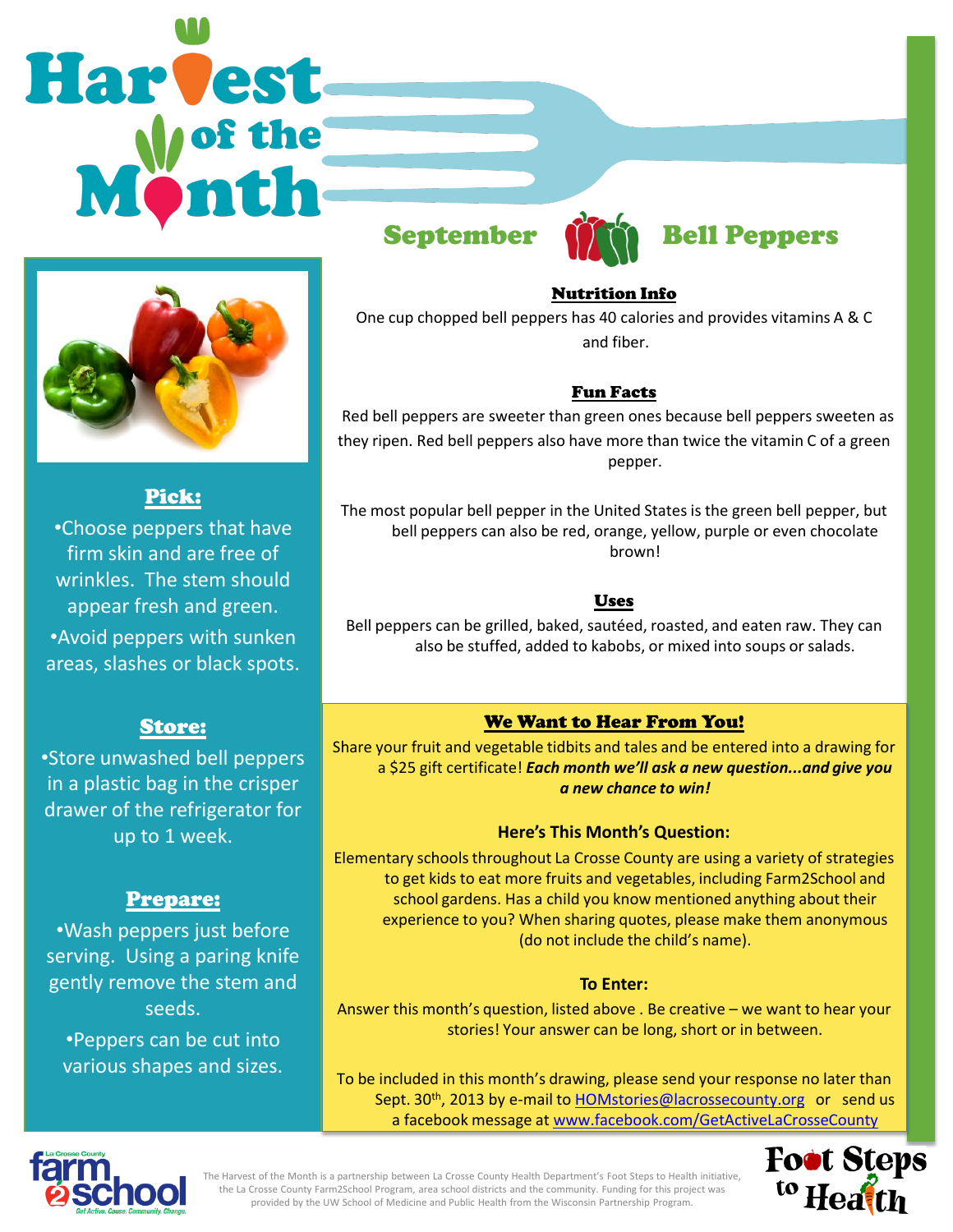# Harvest of the Month

## September — Bell Peppers

### Pick:

- Choose peppers that have firm skin and are free of wrinkles. The stem should appear fresh and green.
- Avoid peppers with sunken areas, slashes or black spots.

### Store:

- Store unwashed bell peppers in a plastic bag in the crisper drawer of the refrigerator for up to 1 week.

### Prepare:

- Wash peppers just before serving. Using a paring knife gently remove the stem and seeds.
- Peppers can be cut into various shapes and sizes.

### Nutrition Info

One cup chopped bell peppers has 40 calories and provides vitamins A & C and fiber.

### Fun Facts

Red bell peppers are sweeter than green ones because bell peppers sweeten as they ripen. Red bell peppers also have more than twice the vitamin C of a green pepper.

The most popular bell pepper in the United States is the green bell pepper, but bell peppers can also be red, orange, yellow, purple or even chocolate brown!

### Uses

Bell peppers can be grilled, baked, sautéed, roasted, and eaten raw. They can also be stuffed, added to kabobs, or mixed into soups or salads.

### We Want to Hear From You!

Share your fruit and vegetable tidbits and tales and be entered into a drawing for a $25 gift certificate! ***Each month we'll ask a new question...and give you a new chance to win!***

**Here's This Month's Question:**

Elementary schools throughout La Crosse County are using a variety of strategies to get kids to eat more fruits and vegetables, including Farm2School and school gardens. Has a child you know mentioned anything about their experience to you? When sharing quotes, please make them anonymous (do not include the child's name).

**To Enter:**

Answer this month's question, listed above . Be creative – we want to hear your stories! Your answer can be long, short or in between.

To be included in this month's drawing, please send your response no later than Sept. 30th, 2013 by e-mail to HOMstories@lacrossecounty.org or send us a facebook message at www.facebook.com/GetActiveLaCrosseCounty

La Crosse County farm2school — Get Active. Cause. Community. Change.

The Harvest of the Month is a partnership between La Crosse County Health Department's Foot Steps to Health initiative, the La Crosse County Farm2School Program, area school districts and the community. Funding for this project was provided by the UW School of Medicine and Public Health from the Wisconsin Partnership Program.

Foot Steps to Health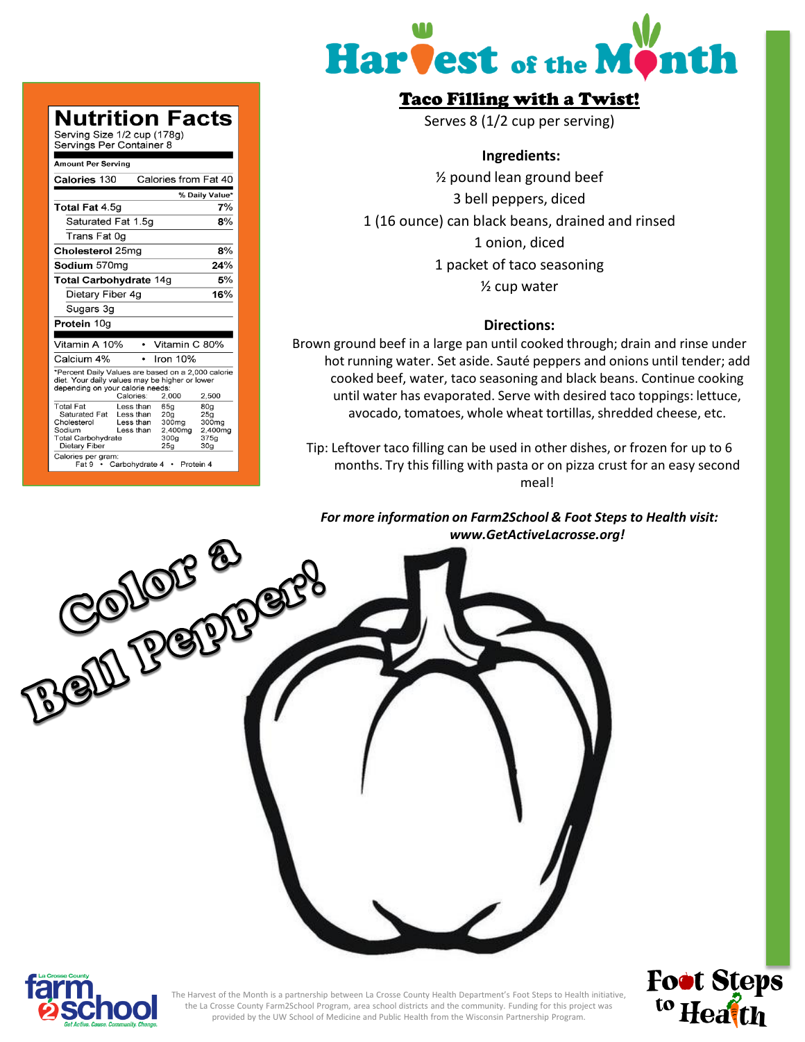# Harvest of the Month

## Taco Filling with a Twist!

Serves 8 (1/2 cup per serving)

**Ingredients:**

½ pound lean ground beef
3 bell peppers, diced
1 (16 ounce) can black beans, drained and rinsed
1 onion, diced
1 packet of taco seasoning
½ cup water

**Directions:**

Brown ground beef in a large pan until cooked through; drain and rinse under hot running water. Set aside. Sauté peppers and onions until tender; add cooked beef, water, taco seasoning and black beans. Continue cooking until water has evaporated. Serve with desired taco toppings: lettuce, avocado, tomatoes, whole wheat tortillas, shredded cheese, etc.

Tip: Leftover taco filling can be used in other dishes, or frozen for up to 6 months. Try this filling with pasta or on pizza crust for an easy second meal!

***For more information on Farm2School & Foot Steps to Health visit: www.GetActiveLacrosse.org!***

## Nutrition Facts

Serving Size 1/2 cup (178g)
Servings Per Container 8

**Amount Per Serving**

| | |
|---|---|
| **Calories** 130 | Calories from Fat 40 |
| | **% Daily Value*** |
| **Total Fat** 4.5g | **7%** |
| Saturated Fat 1.5g | **8%** |
| Trans Fat 0g | |
| **Cholesterol** 25mg | **8%** |
| **Sodium** 570mg | **24%** |
| **Total Carbohydrate** 14g | **5%** |
| Dietary Fiber 4g | **16%** |
| Sugars 3g | |
| **Protein** 10g | |

| | |
|---|---|
| Vitamin A 10% | Vitamin C 80% |
| Calcium 4% | Iron 10% |

*Percent Daily Values are based on a 2,000 calorie diet. Your daily values may be higher or lower depending on your calorie needs:

| | | | |
|---|---|---|---|
| | Calories: | 2,000 | 2,500 |
| Total Fat | Less than | 65g | 80g |
| Saturated Fat | Less than | 20g | 25g |
| Cholesterol | Less than | 300mg | 300mg |
| Sodium | Less than | 2,400mg | 2,400mg |
| Total Carbohydrate | | 300g | 375g |
| Dietary Fiber | | 25g | 30g |

Calories per gram:
Fat 9 • Carbohydrate 4 • Protein 4

## Color a Bell Pepper!

La Crosse County farm2school — Get Active. Cause. Community. Change.

The Harvest of the Month is a partnership between La Crosse County Health Department's Foot Steps to Health initiative, the La Crosse County Farm2School Program, area school districts and the community. Funding for this project was provided by the UW School of Medicine and Public Health from the Wisconsin Partnership Program.

Foot Steps to Health